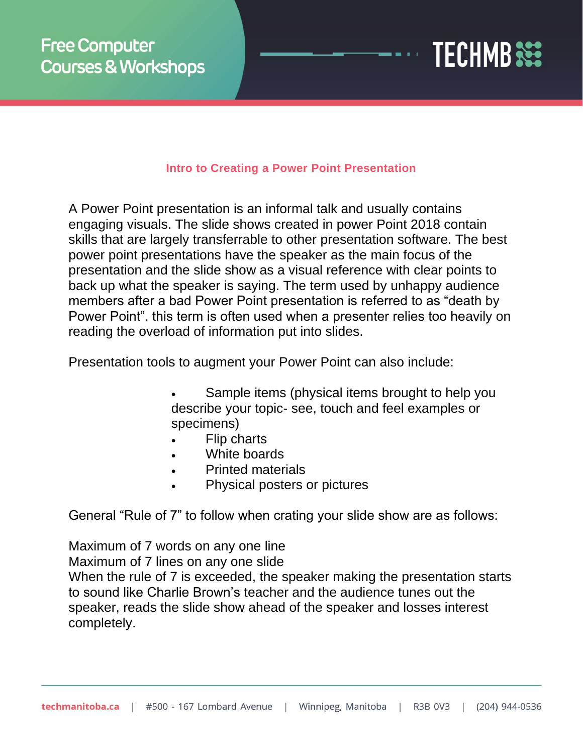## Intro to Creating a Power Point Presentation

A Power Point presentation is an informal talk and usually contains engaging visuals. The slide shows created in power Point 2018 contain skills that are largely transferrable to other presentation software. The best power point presentations have the speaker as the main focus of the presentation and the slide show as a visual reference with clear points to back up what the speaker is saying. The term used by unhappy audience members after a bad Power Point presentation is referred to as "death by Power Point". this term is often used when a presenter relies too heavily on reading the overload of information put into slides.

Presentation tools to augment your Power Point can also include:

- Sample items (physical items brought to help you describe your topic- see, touch and feel examples or specimens)
- Flip charts
- White boards
- Printed materials
- Physical posters or pictures

General "Rule of 7" to follow when crating your slide show are as follows:

Maximum of 7 words on any one line
Maximum of 7 lines on any one slide
When the rule of 7 is exceeded, the speaker making the presentation starts to sound like Charlie Brown's teacher and the audience tunes out the speaker, reads the slide show ahead of the speaker and losses interest completely.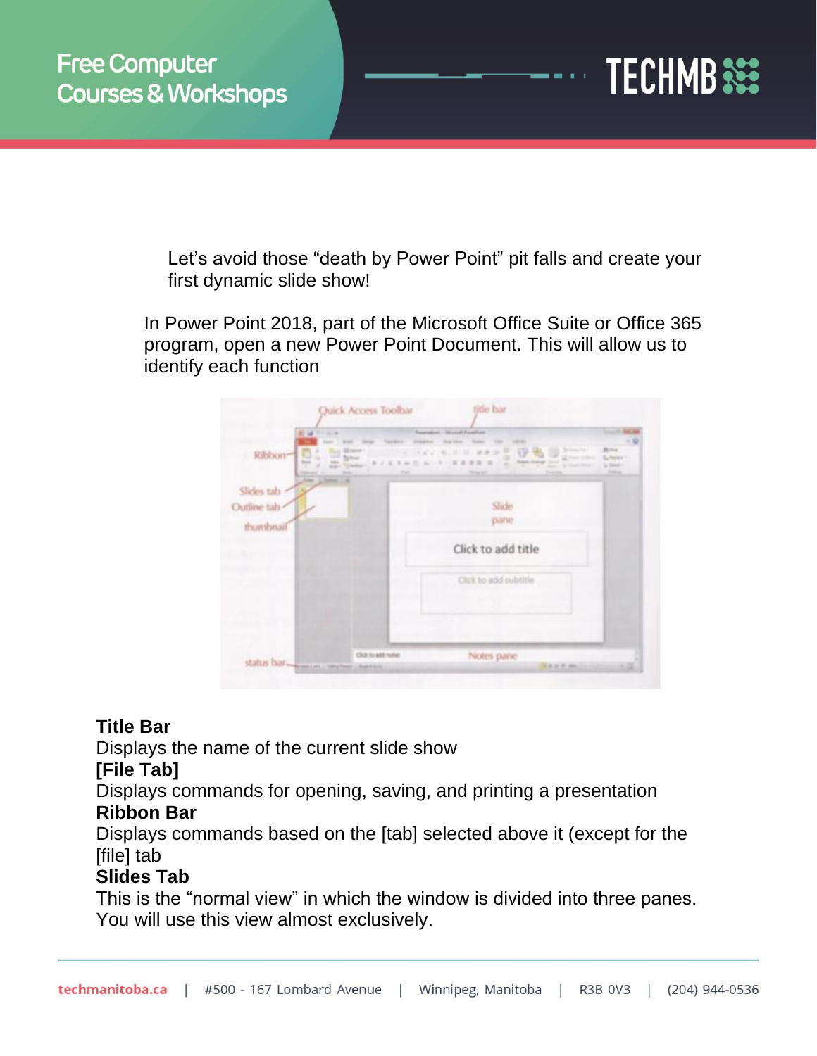Let's avoid those "death by Power Point" pit falls and create your first dynamic slide show!

In Power Point 2018, part of the Microsoft Office Suite or Office 365 program, open a new Power Point Document. This will allow us to identify each function

**Title Bar**
Displays the name of the current slide show

**[File Tab]**
Displays commands for opening, saving, and printing a presentation

**Ribbon Bar**
Displays commands based on the [tab] selected above it (except for the [file] tab

**Slides Tab**
This is the "normal view" in which the window is divided into three panes. You will use this view almost exclusively.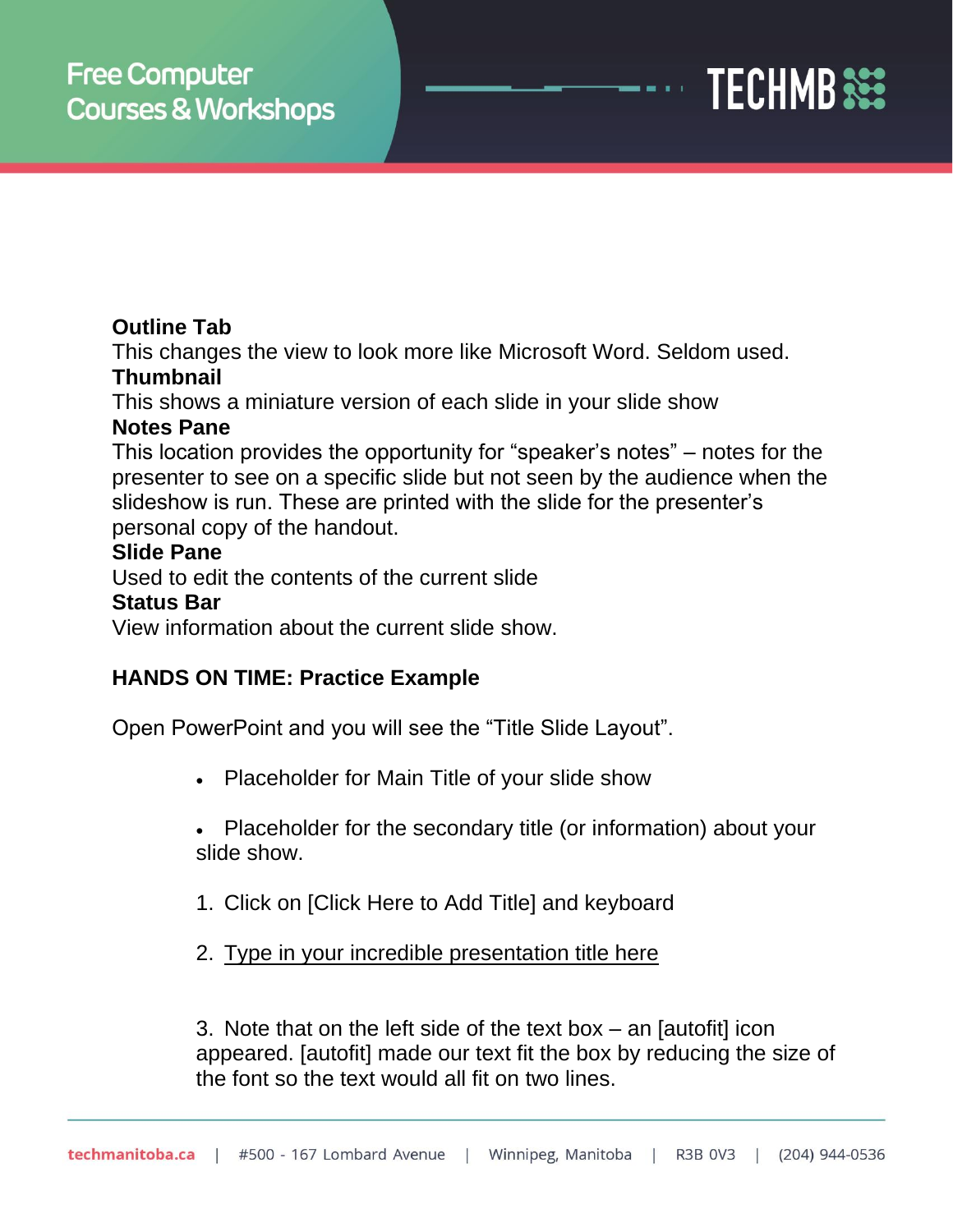**Outline Tab**
This changes the view to look more like Microsoft Word. Seldom used.
**Thumbnail**
This shows a miniature version of each slide in your slide show
**Notes Pane**
This location provides the opportunity for "speaker's notes" – notes for the presenter to see on a specific slide but not seen by the audience when the slideshow is run. These are printed with the slide for the presenter's personal copy of the handout.
**Slide Pane**
Used to edit the contents of the current slide
**Status Bar**
View information about the current slide show.

**HANDS ON TIME: Practice Example**

Open PowerPoint and you will see the "Title Slide Layout".

- Placeholder for Main Title of your slide show
- Placeholder for the secondary title (or information) about your slide show.

1. Click on [Click Here to Add Title] and keyboard
2. <u>Type in your incredible presentation title here</u>
3. Note that on the left side of the text box – an [autofit] icon appeared. [autofit] made our text fit the box by reducing the size of the font so the text would all fit on two lines.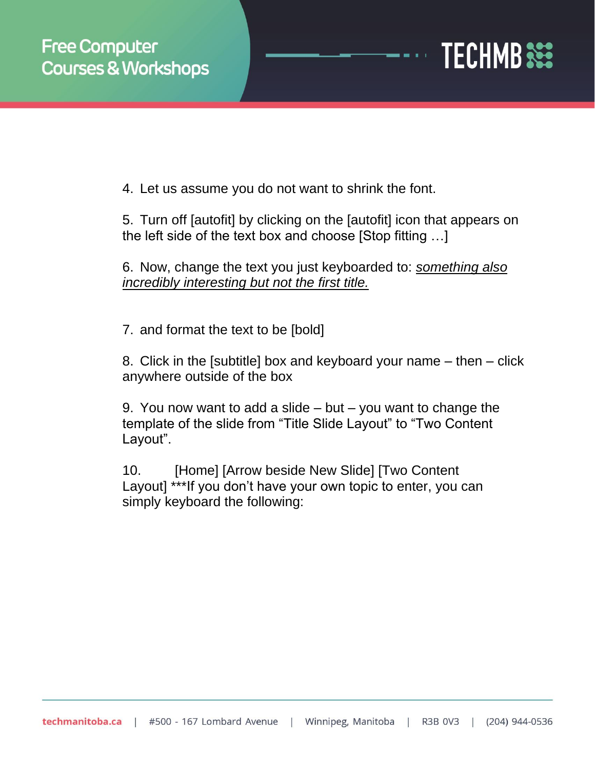4. Let us assume you do not want to shrink the font.

5. Turn off [autofit] by clicking on the [autofit] icon that appears on the left side of the text box and choose [Stop fitting …]

6. Now, change the text you just keyboarded to: _something also incredibly interesting but not the first title._

7. and format the text to be [bold]

8. Click in the [subtitle] box and keyboard your name – then – click anywhere outside of the box

9. You now want to add a slide – but – you want to change the template of the slide from "Title Slide Layout" to "Two Content Layout".

10. [Home] [Arrow beside New Slide] [Two Content Layout] ***If you don't have your own topic to enter, you can simply keyboard the following: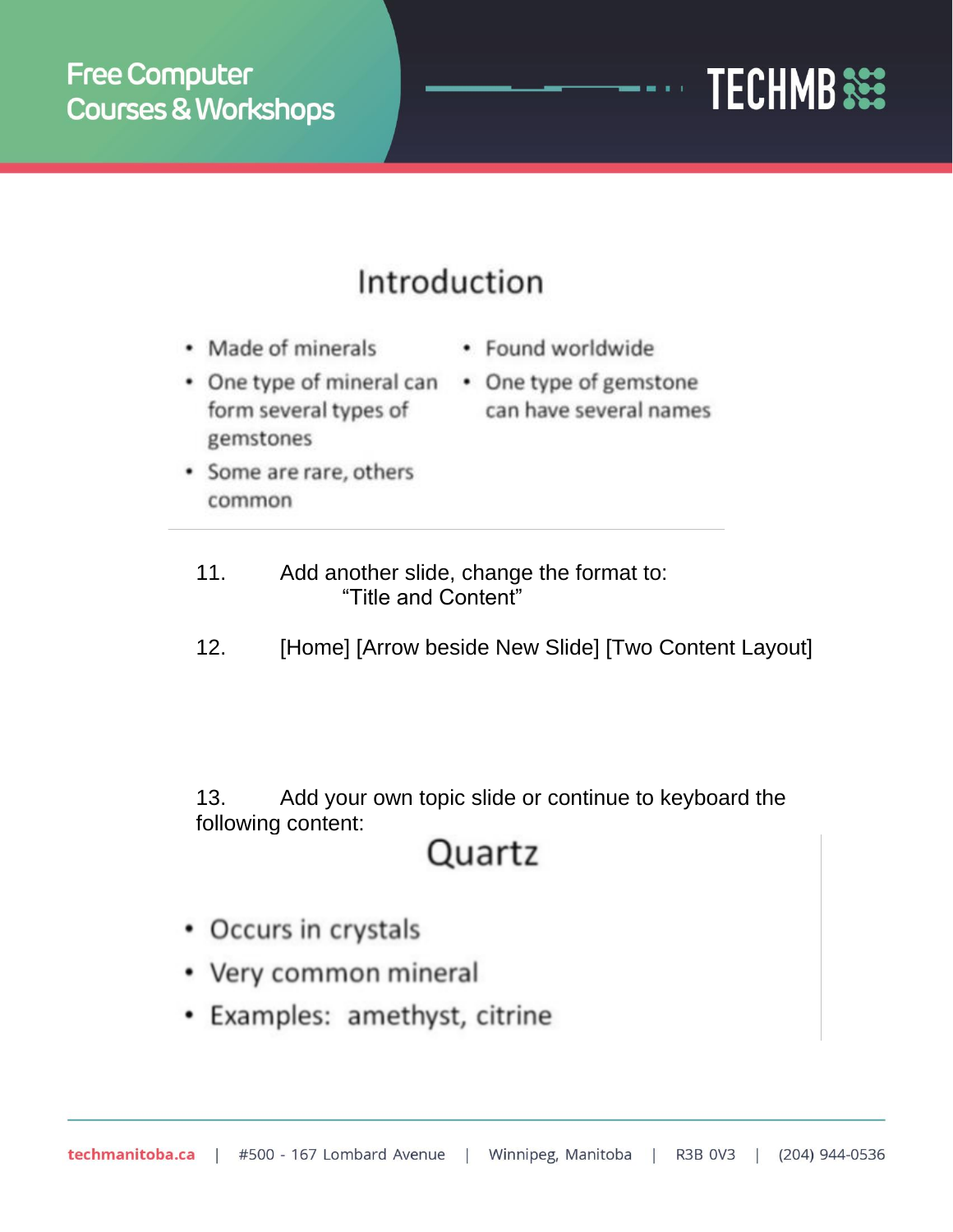## Introduction

- Made of minerals
- One type of mineral can form several types of gemstones
- Some are rare, others common
- Found worldwide
- One type of gemstone can have several names

11. Add another slide, change the format to: "Title and Content"

12. [Home] [Arrow beside New Slide] [Two Content Layout]

13. Add your own topic slide or continue to keyboard the following content:

## Quartz

- Occurs in crystals
- Very common mineral
- Examples: amethyst, citrine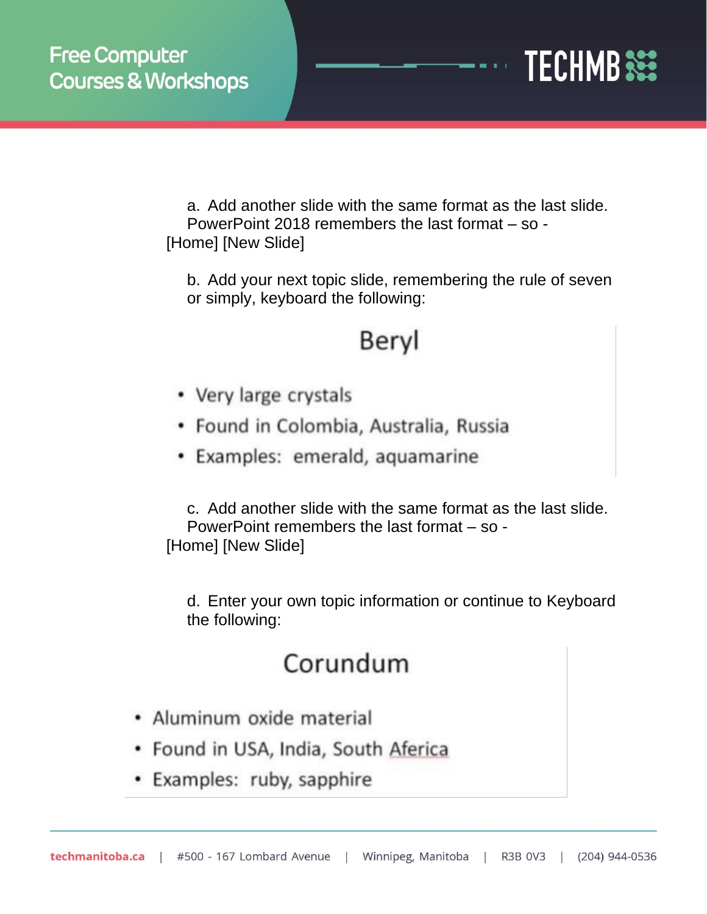a. Add another slide with the same format as the last slide. PowerPoint 2018 remembers the last format – so - [Home] [New Slide]

b. Add your next topic slide, remembering the rule of seven or simply, keyboard the following:

Beryl

- Very large crystals
- Found in Colombia, Australia, Russia
- Examples: emerald, aquamarine

c. Add another slide with the same format as the last slide. PowerPoint remembers the last format – so - [Home] [New Slide]

d. Enter your own topic information or continue to Keyboard the following:

Corundum

- Aluminum oxide material
- Found in USA, India, South Aferica
- Examples: ruby, sapphire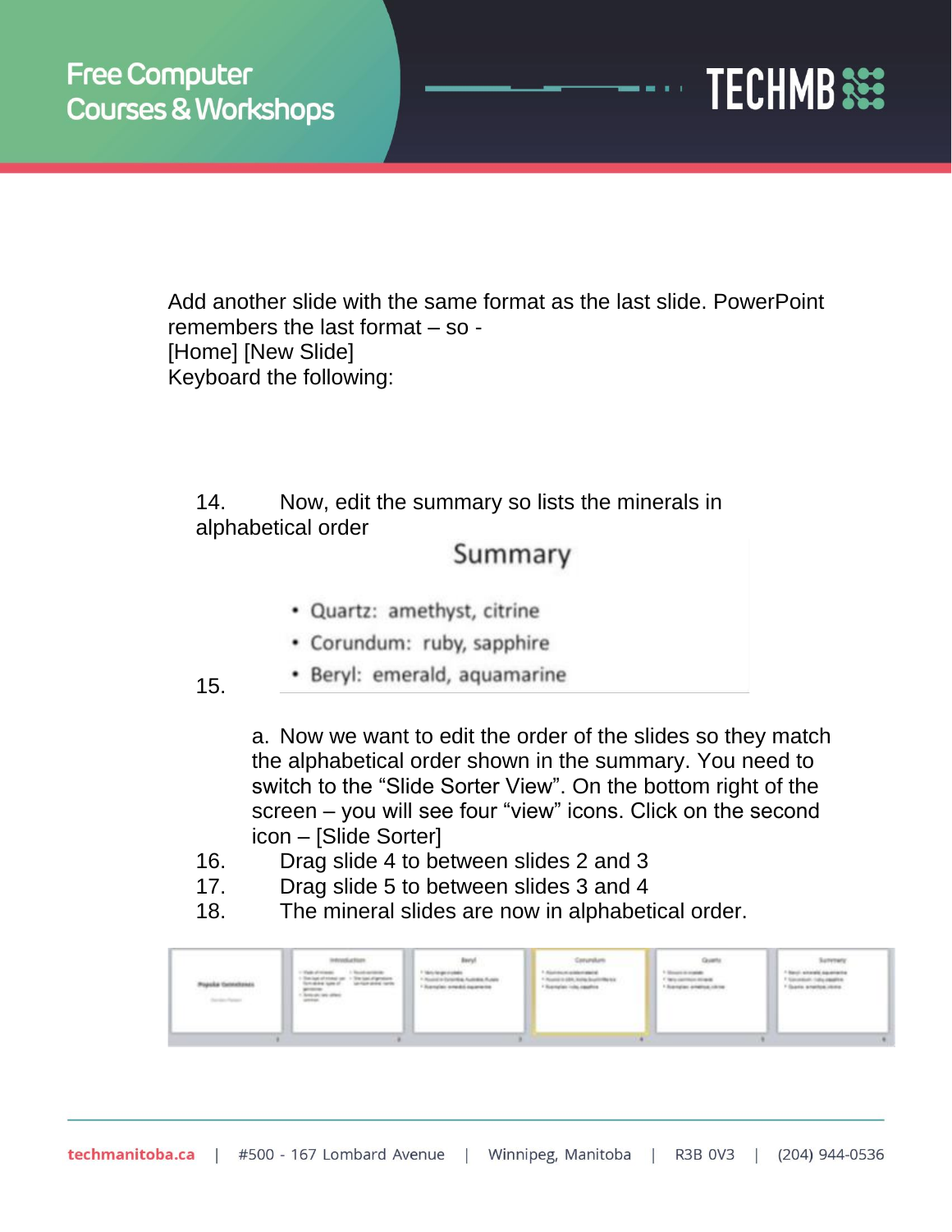Add another slide with the same format as the last slide. PowerPoint remembers the last format – so -
[Home] [New Slide]
Keyboard the following:

14. Now, edit the summary so lists the minerals in alphabetical order

Summary

- Quartz: amethyst, citrine
- Corundum: ruby, sapphire
- Beryl: emerald, aquamarine

15.

a. Now we want to edit the order of the slides so they match the alphabetical order shown in the summary. You need to switch to the "Slide Sorter View". On the bottom right of the screen – you will see four "view" icons. Click on the second icon – [Slide Sorter]

16. Drag slide 4 to between slides 2 and 3
17. Drag slide 5 to between slides 3 and 4
18. The mineral slides are now in alphabetical order.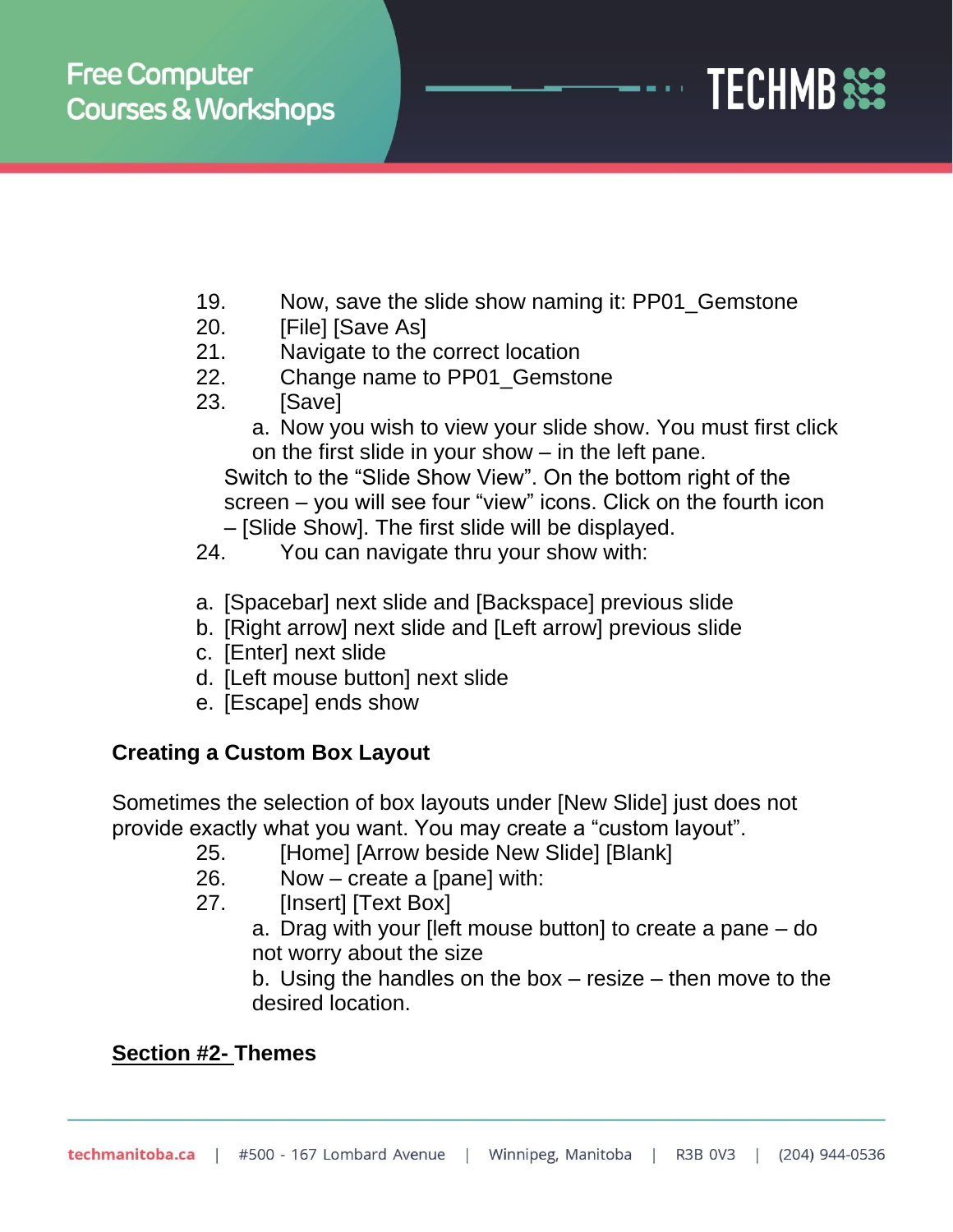19. Now, save the slide show naming it: PP01_Gemstone
20. [File] [Save As]
21. Navigate to the correct location
22. Change name to PP01_Gemstone
23. [Save]
    a. Now you wish to view your slide show. You must first click on the first slide in your show – in the left pane.

   Switch to the “Slide Show View”. On the bottom right of the screen – you will see four “view” icons. Click on the fourth icon – [Slide Show]. The first slide will be displayed.
24. You can navigate thru your show with:

a. [Spacebar] next slide and [Backspace] previous slide
b. [Right arrow] next slide and [Left arrow] previous slide
c. [Enter] next slide
d. [Left mouse button] next slide
e. [Escape] ends show

**Creating a Custom Box Layout**

Sometimes the selection of box layouts under [New Slide] just does not provide exactly what you want. You may create a “custom layout”.

25. [Home] [Arrow beside New Slide] [Blank]
26. Now – create a [pane] with:
27. [Insert] [Text Box]
    a. Drag with your [left mouse button] to create a pane – do not worry about the size
    b. Using the handles on the box – resize – then move to the desired location.

## <u>Section #2-</u> Themes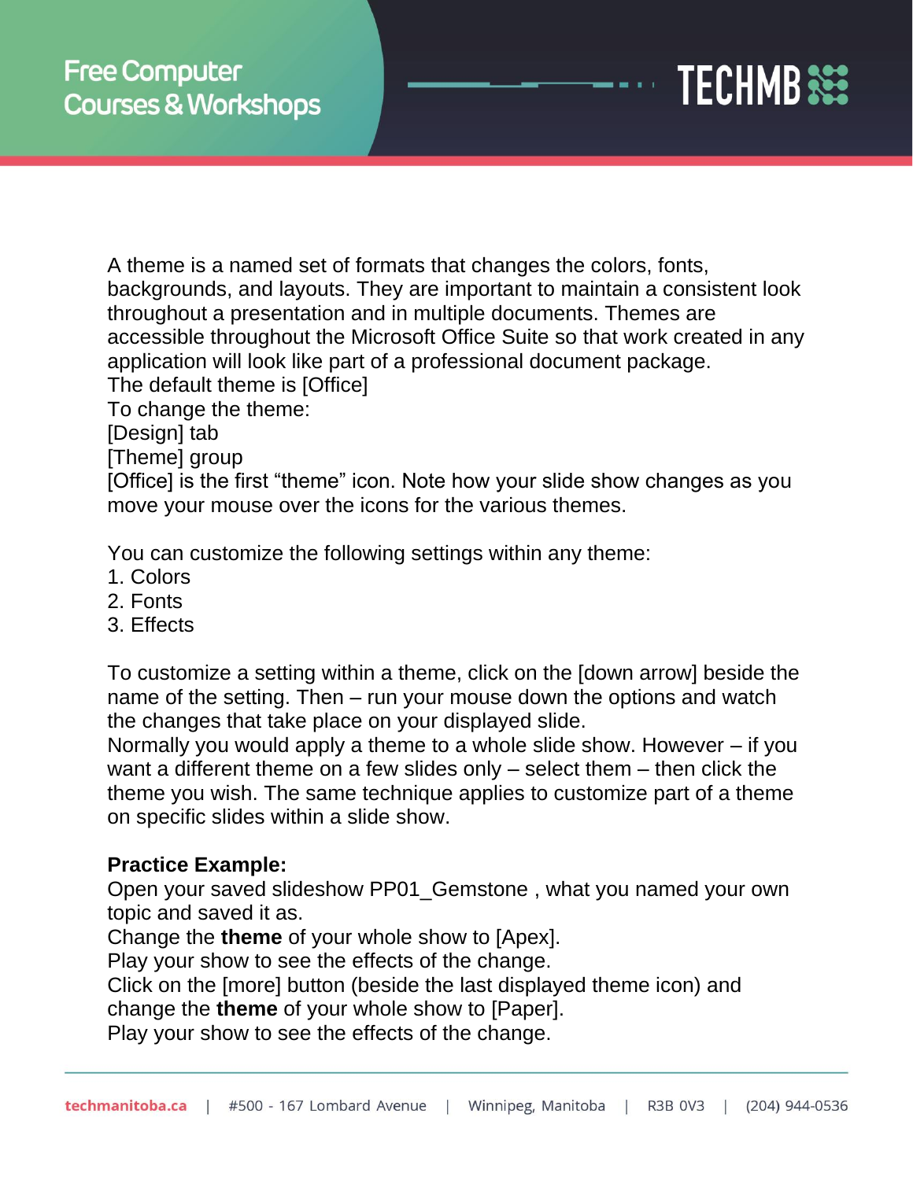A theme is a named set of formats that changes the colors, fonts, backgrounds, and layouts. They are important to maintain a consistent look throughout a presentation and in multiple documents. Themes are accessible throughout the Microsoft Office Suite so that work created in any application will look like part of a professional document package.
The default theme is [Office]
To change the theme:
[Design] tab
[Theme] group
[Office] is the first “theme” icon. Note how your slide show changes as you move your mouse over the icons for the various themes.

You can customize the following settings within any theme:
1. Colors
2. Fonts
3. Effects

To customize a setting within a theme, click on the [down arrow] beside the name of the setting. Then – run your mouse down the options and watch the changes that take place on your displayed slide.
Normally you would apply a theme to a whole slide show. However – if you want a different theme on a few slides only – select them – then click the theme you wish. The same technique applies to customize part of a theme on specific slides within a slide show.

**Practice Example:**
Open your saved slideshow PP01_Gemstone , what you named your own topic and saved it as.
Change the **theme** of your whole show to [Apex].
Play your show to see the effects of the change.
Click on the [more] button (beside the last displayed theme icon) and change the **theme** of your whole show to [Paper].
Play your show to see the effects of the change.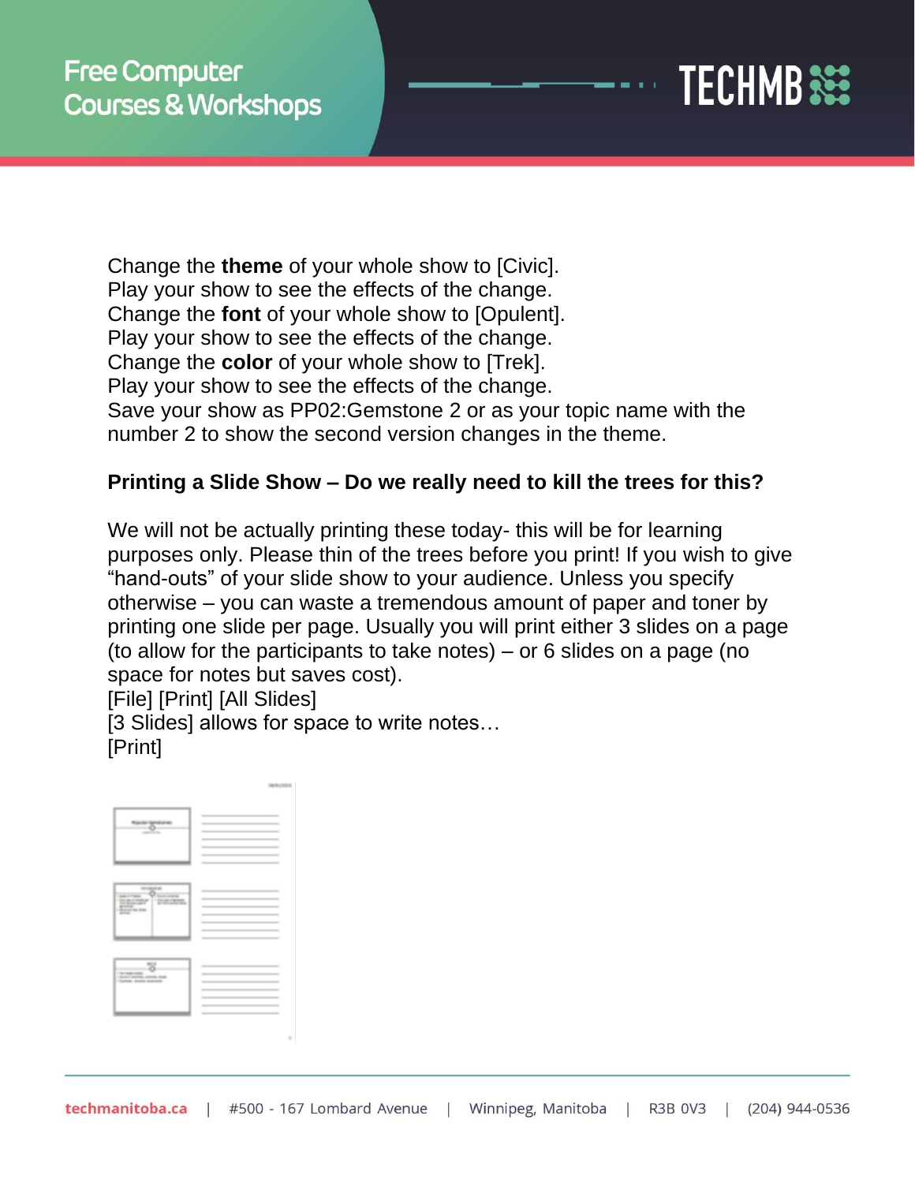Change the **theme** of your whole show to [Civic].
Play your show to see the effects of the change.
Change the **font** of your whole show to [Opulent].
Play your show to see the effects of the change.
Change the **color** of your whole show to [Trek].
Play your show to see the effects of the change.
Save your show as PP02:Gemstone 2 or as your topic name with the number 2 to show the second version changes in the theme.

**Printing a Slide Show – Do we really need to kill the trees for this?**

We will not be actually printing these today- this will be for learning purposes only. Please thin of the trees before you print! If you wish to give "hand-outs" of your slide show to your audience. Unless you specify otherwise – you can waste a tremendous amount of paper and toner by printing one slide per page. Usually you will print either 3 slides on a page (to allow for the participants to take notes) – or 6 slides on a page (no space for notes but saves cost).
[File] [Print] [All Slides]
[3 Slides] allows for space to write notes…
[Print]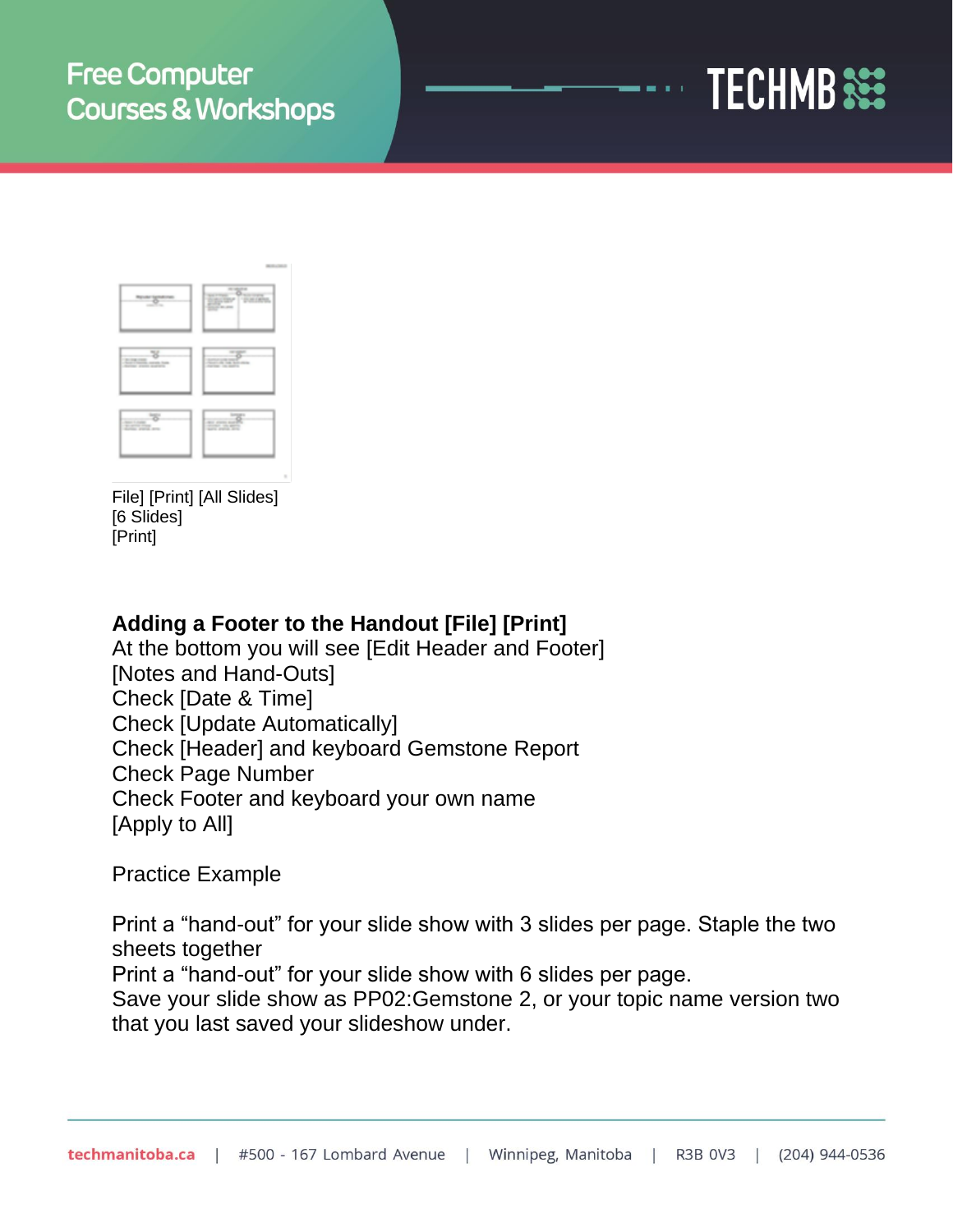File] [Print] [All Slides]
[6 Slides]
[Print]

**Adding a Footer to the Handout [File] [Print]**
At the bottom you will see [Edit Header and Footer]
[Notes and Hand-Outs]
Check [Date & Time]
Check [Update Automatically]
Check [Header] and keyboard Gemstone Report
Check Page Number
Check Footer and keyboard your own name
[Apply to All]

Practice Example

Print a “hand-out” for your slide show with 3 slides per page. Staple the two sheets together
Print a “hand-out” for your slide show with 6 slides per page.
Save your slide show as PP02:Gemstone 2, or your topic name version two that you last saved your slideshow under.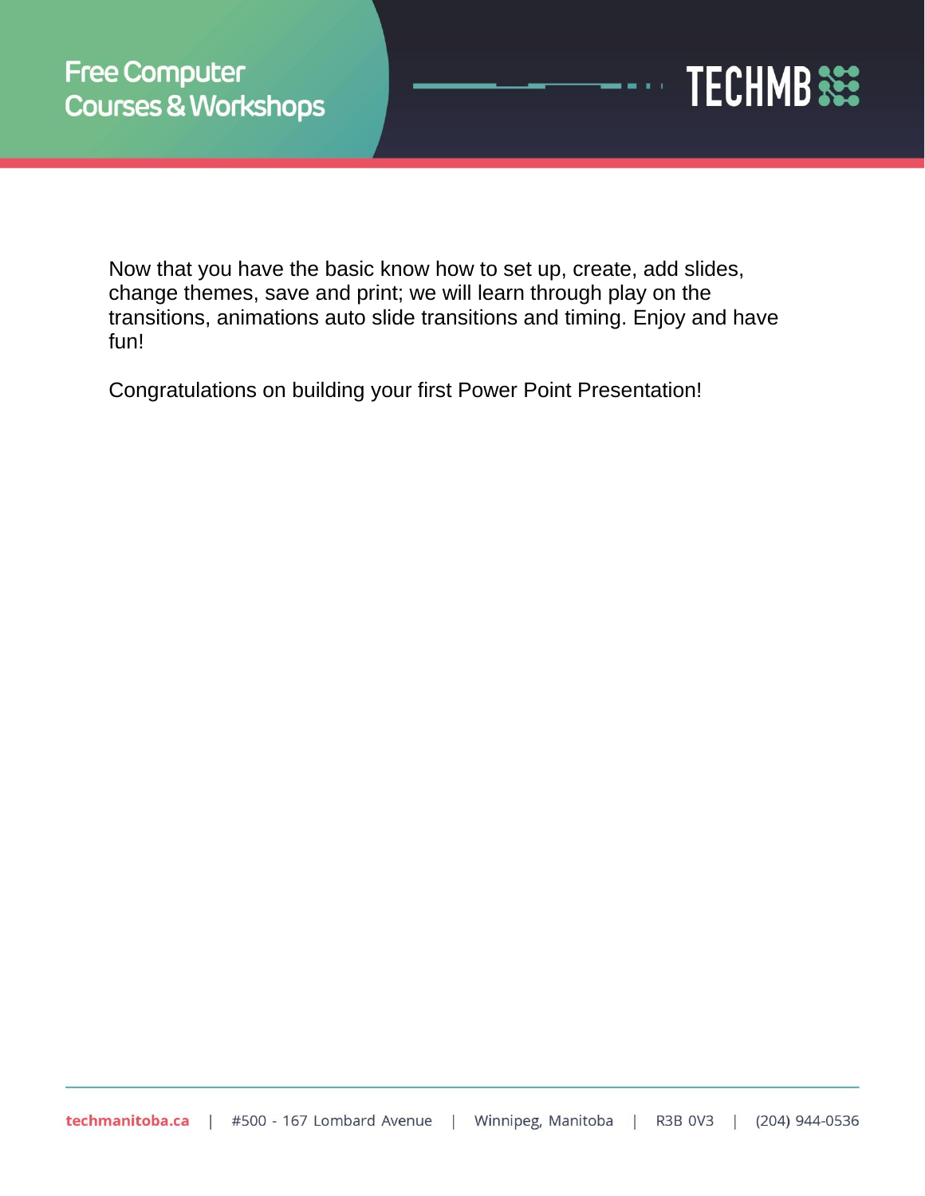Now that you have the basic know how to set up, create, add slides, change themes, save and print; we will learn through play on the transitions, animations auto slide transitions and timing. Enjoy and have fun!

Congratulations on building your first Power Point Presentation!